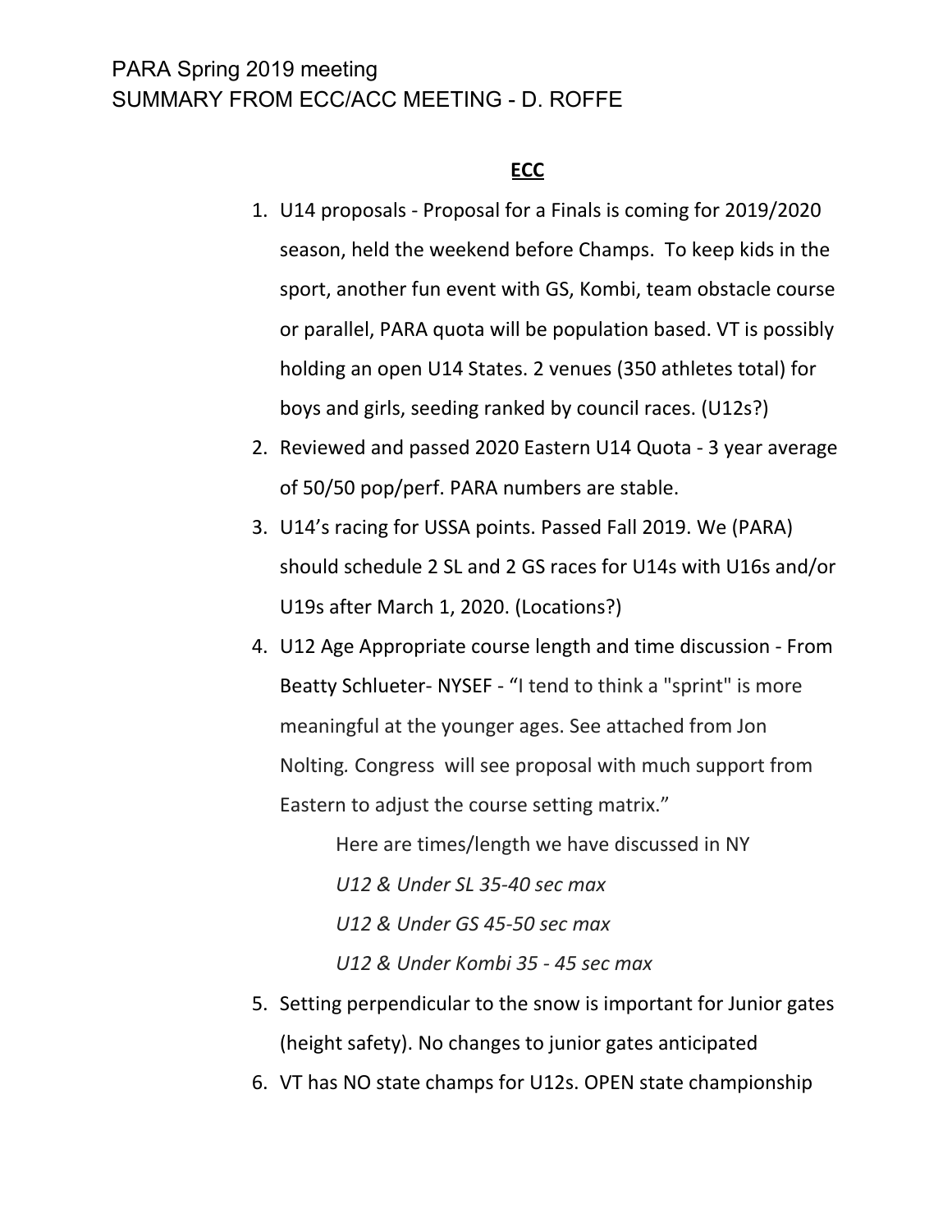PARA Spring 2019 meeting
SUMMARY FROM ECC/ACC MEETING - D. ROFFE

## **ECC**

1. U14 proposals - Proposal for a Finals is coming for 2019/2020 season, held the weekend before Champs. To keep kids in the sport, another fun event with GS, Kombi, team obstacle course or parallel, PARA quota will be population based. VT is possibly holding an open U14 States. 2 venues (350 athletes total) for boys and girls, seeding ranked by council races. (U12s?)
2. Reviewed and passed 2020 Eastern U14 Quota - 3 year average of 50/50 pop/perf. PARA numbers are stable.
3. U14's racing for USSA points. Passed Fall 2019. We (PARA) should schedule 2 SL and 2 GS races for U14s with U16s and/or U19s after March 1, 2020. (Locations?)
4. U12 Age Appropriate course length and time discussion - From Beatty Schlueter- NYSEF - "I tend to think a "sprint" is more meaningful at the younger ages. See attached from Jon Nolting. Congress will see proposal with much support from Eastern to adjust the course setting matrix."

   Here are times/length we have discussed in NY

   *U12 & Under SL 35-40 sec max*

   *U12 & Under GS 45-50 sec max*

   *U12 & Under Kombi 35 - 45 sec max*
5. Setting perpendicular to the snow is important for Junior gates (height safety). No changes to junior gates anticipated
6. VT has NO state champs for U12s. OPEN state championship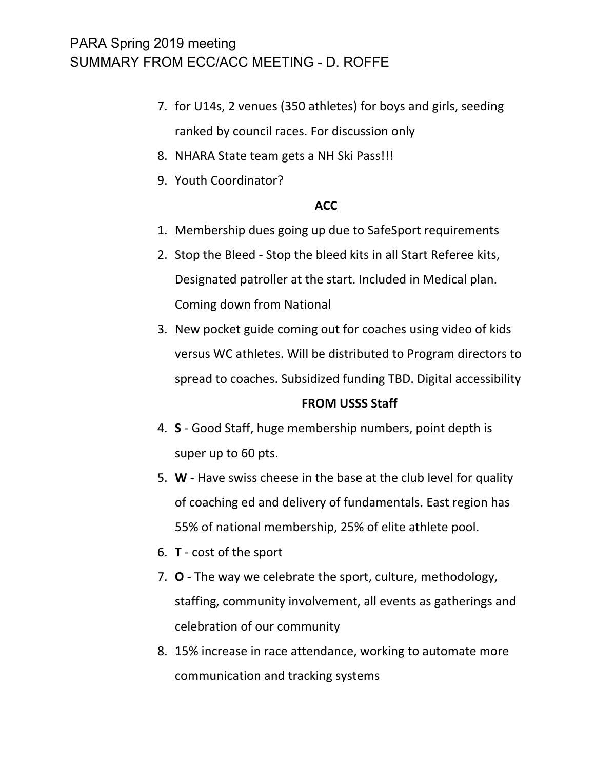7. for U14s, 2 venues (350 athletes) for boys and girls, seeding ranked by council races. For discussion only
8. NHARA State team gets a NH Ski Pass!!!
9. Youth Coordinator?

**ACC**

1. Membership dues going up due to SafeSport requirements
2. Stop the Bleed - Stop the bleed kits in all Start Referee kits, Designated patroller at the start. Included in Medical plan. Coming down from National
3. New pocket guide coming out for coaches using video of kids versus WC athletes. Will be distributed to Program directors to spread to coaches. Subsidized funding TBD. Digital accessibility

**FROM USSS Staff**

4. **S** - Good Staff, huge membership numbers, point depth is super up to 60 pts.
5. **W** - Have swiss cheese in the base at the club level for quality of coaching ed and delivery of fundamentals. East region has 55% of national membership, 25% of elite athlete pool.
6. **T** - cost of the sport
7. **O** - The way we celebrate the sport, culture, methodology, staffing, community involvement, all events as gatherings and celebration of our community
8. 15% increase in race attendance, working to automate more communication and tracking systems